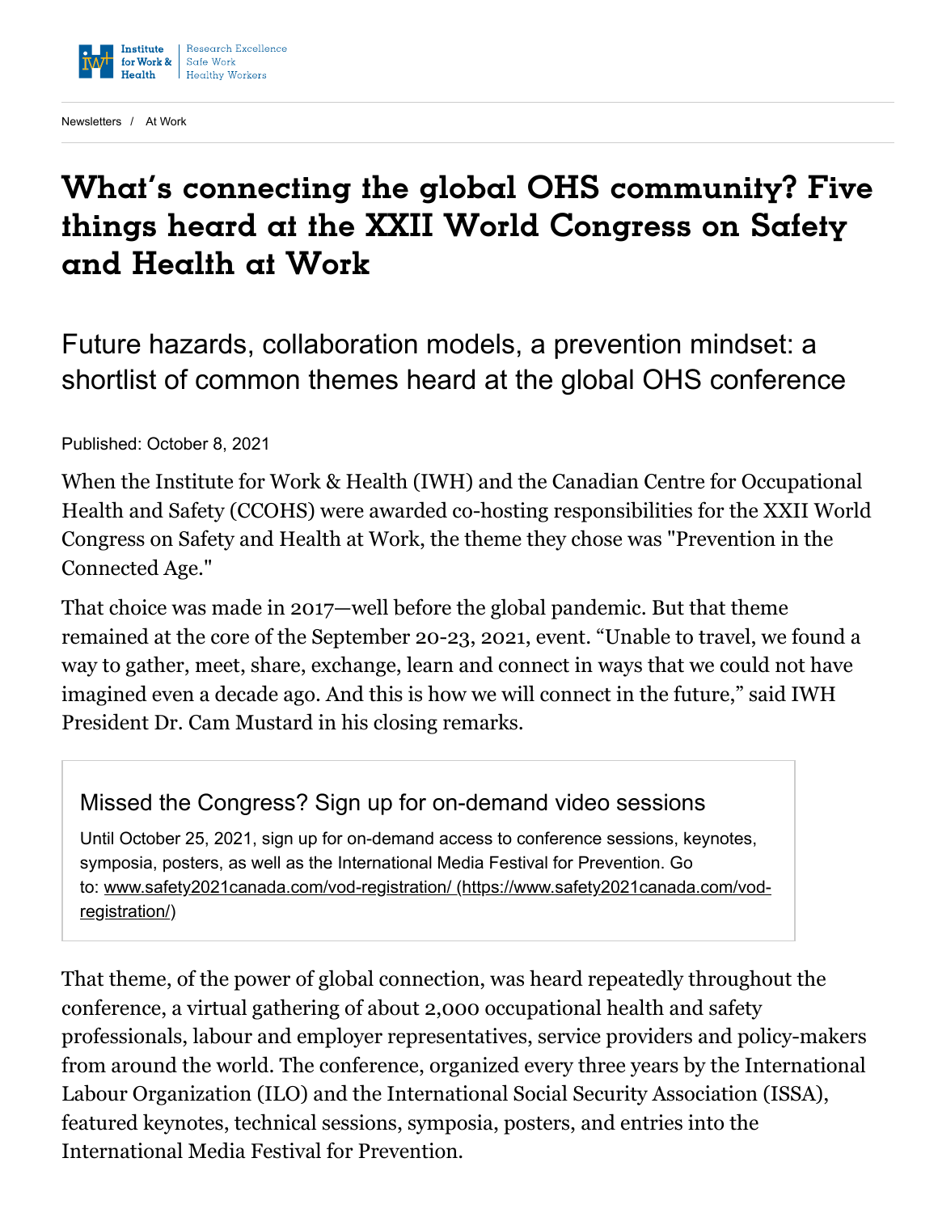Newsletters / At Work

# What's connecting the global OHS community? Five things heard at the XXII World Congress on Safety and Health at Work

## Future hazards, collaboration models, a prevention mindset: a shortlist of common themes heard at the global OHS conference

Published: October 8, 2021

When the Institute for Work & Health (IWH) and the Canadian Centre for Occupational Health and Safety (CCOHS) were awarded co-hosting responsibilities for the XXII World Congress on Safety and Health at Work, the theme they chose was "Prevention in the Connected Age."

That choice was made in 2017—well before the global pandemic. But that theme remained at the core of the September 20-23, 2021, event. "Unable to travel, we found a way to gather, meet, share, exchange, learn and connect in ways that we could not have imagined even a decade ago. And this is how we will connect in the future," said IWH President Dr. Cam Mustard in his closing remarks.

> ### Missed the Congress? Sign up for on-demand video sessions
>
> Until October 25, 2021, sign up for on-demand access to conference sessions, keynotes, symposia, posters, as well as the International Media Festival for Prevention. Go to: www.safety2021canada.com/vod-registration/ (https://www.safety2021canada.com/vod-registration/)

That theme, of the power of global connection, was heard repeatedly throughout the conference, a virtual gathering of about 2,000 occupational health and safety professionals, labour and employer representatives, service providers and policy-makers from around the world. The conference, organized every three years by the International Labour Organization (ILO) and the International Social Security Association (ISSA), featured keynotes, technical sessions, symposia, posters, and entries into the International Media Festival for Prevention.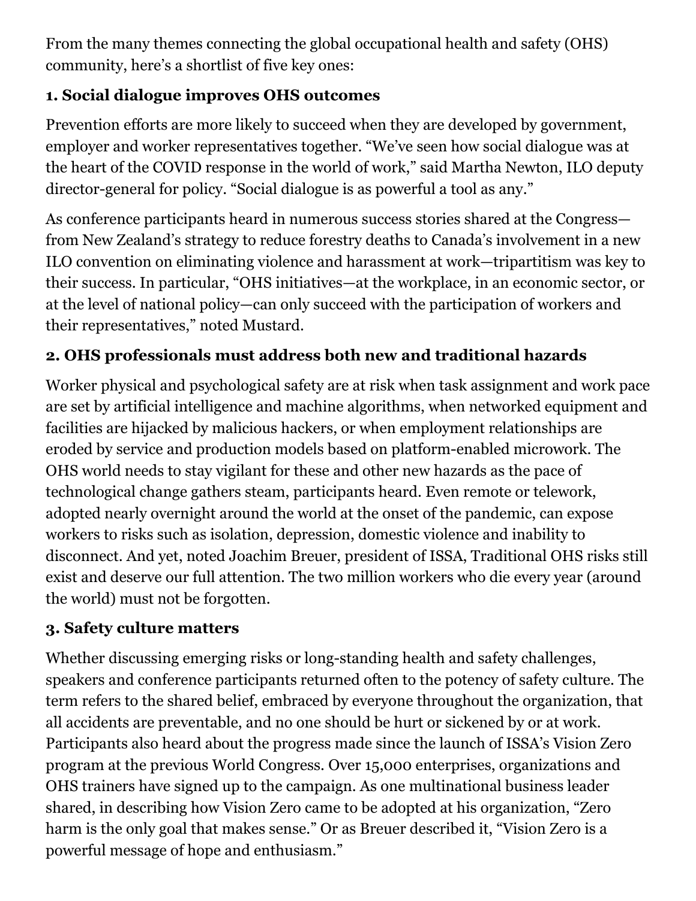From the many themes connecting the global occupational health and safety (OHS) community, here's a shortlist of five key ones:

### 1. Social dialogue improves OHS outcomes

Prevention efforts are more likely to succeed when they are developed by government, employer and worker representatives together. "We've seen how social dialogue was at the heart of the COVID response in the world of work," said Martha Newton, ILO deputy director-general for policy. "Social dialogue is as powerful a tool as any."

As conference participants heard in numerous success stories shared at the Congress—from New Zealand's strategy to reduce forestry deaths to Canada's involvement in a new ILO convention on eliminating violence and harassment at work—tripartitism was key to their success. In particular, "OHS initiatives—at the workplace, in an economic sector, or at the level of national policy—can only succeed with the participation of workers and their representatives," noted Mustard.

### 2. OHS professionals must address both new and traditional hazards

Worker physical and psychological safety are at risk when task assignment and work pace are set by artificial intelligence and machine algorithms, when networked equipment and facilities are hijacked by malicious hackers, or when employment relationships are eroded by service and production models based on platform-enabled microwork. The OHS world needs to stay vigilant for these and other new hazards as the pace of technological change gathers steam, participants heard. Even remote or telework, adopted nearly overnight around the world at the onset of the pandemic, can expose workers to risks such as isolation, depression, domestic violence and inability to disconnect. And yet, noted Joachim Breuer, president of ISSA, Traditional OHS risks still exist and deserve our full attention. The two million workers who die every year (around the world) must not be forgotten.

### 3. Safety culture matters

Whether discussing emerging risks or long-standing health and safety challenges, speakers and conference participants returned often to the potency of safety culture. The term refers to the shared belief, embraced by everyone throughout the organization, that all accidents are preventable, and no one should be hurt or sickened by or at work. Participants also heard about the progress made since the launch of ISSA's Vision Zero program at the previous World Congress. Over 15,000 enterprises, organizations and OHS trainers have signed up to the campaign. As one multinational business leader shared, in describing how Vision Zero came to be adopted at his organization, "Zero harm is the only goal that makes sense." Or as Breuer described it, "Vision Zero is a powerful message of hope and enthusiasm."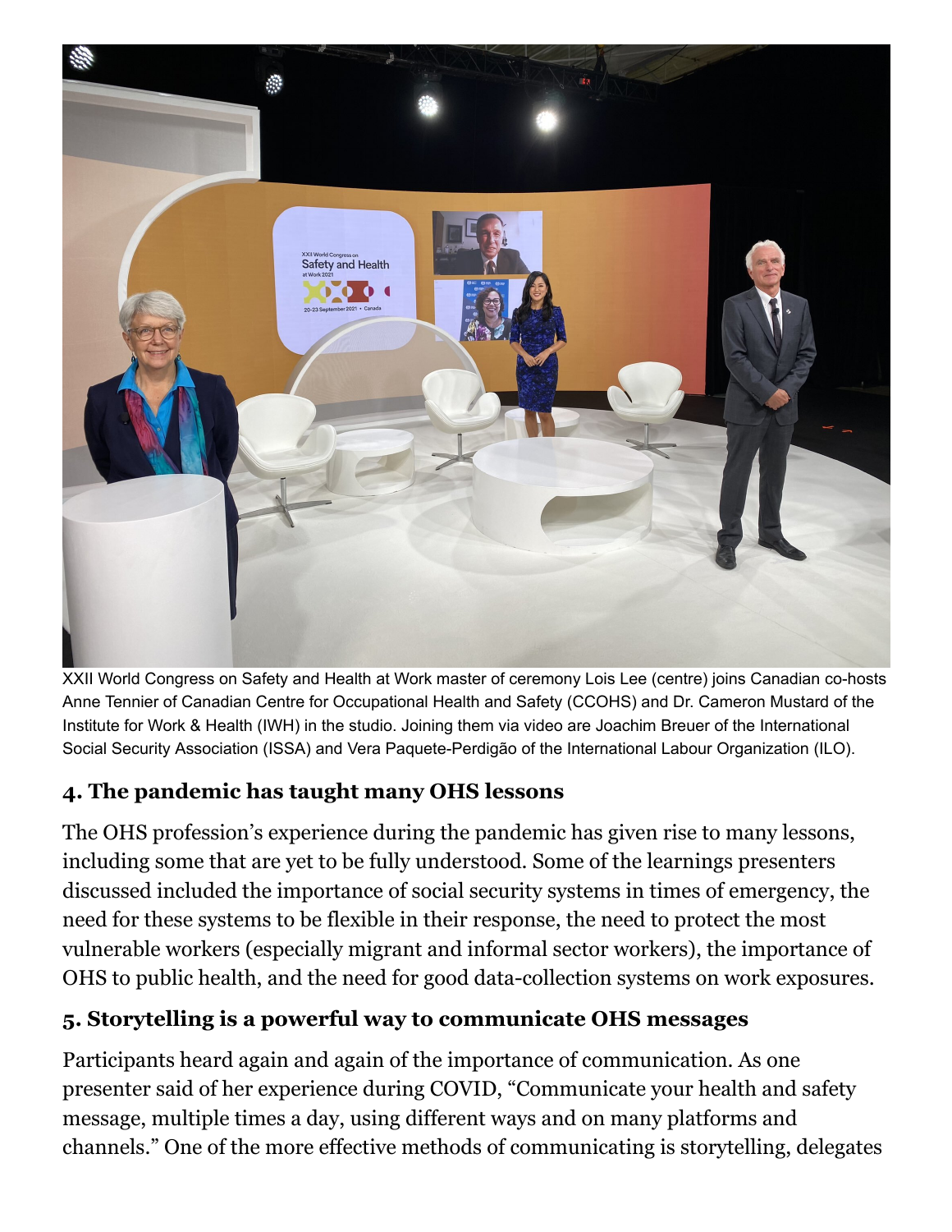XXII World Congress on Safety and Health at Work master of ceremony Lois Lee (centre) joins Canadian co-hosts Anne Tennier of Canadian Centre for Occupational Health and Safety (CCOHS) and Dr. Cameron Mustard of the Institute for Work & Health (IWH) in the studio. Joining them via video are Joachim Breuer of the International Social Security Association (ISSA) and Vera Paquete-Perdigão of the International Labour Organization (ILO).

## 4. The pandemic has taught many OHS lessons

The OHS profession's experience during the pandemic has given rise to many lessons, including some that are yet to be fully understood. Some of the learnings presenters discussed included the importance of social security systems in times of emergency, the need for these systems to be flexible in their response, the need to protect the most vulnerable workers (especially migrant and informal sector workers), the importance of OHS to public health, and the need for good data-collection systems on work exposures.

## 5. Storytelling is a powerful way to communicate OHS messages

Participants heard again and again of the importance of communication. As one presenter said of her experience during COVID, "Communicate your health and safety message, multiple times a day, using different ways and on many platforms and channels." One of the more effective methods of communicating is storytelling, delegates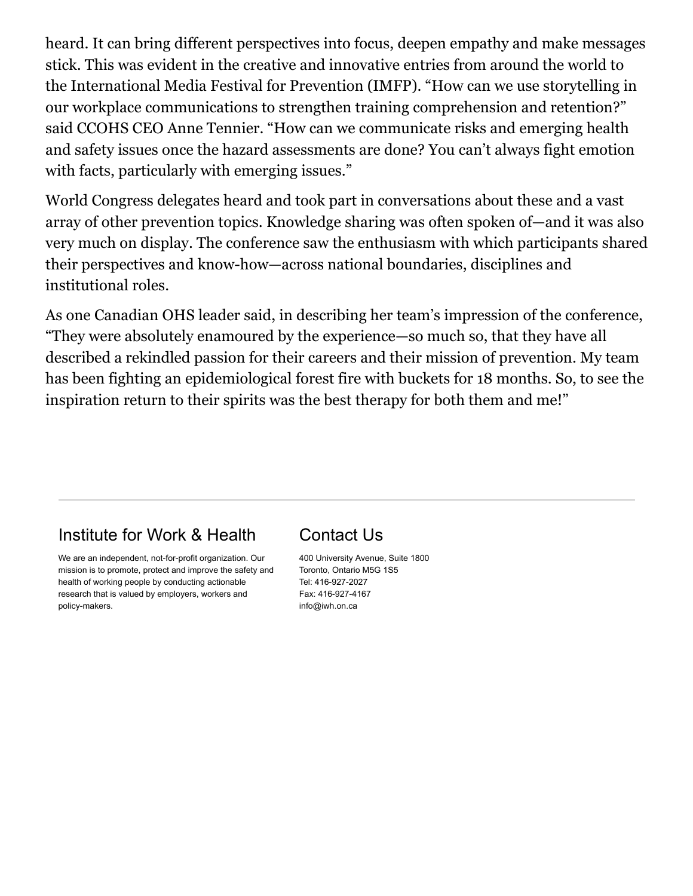heard. It can bring different perspectives into focus, deepen empathy and make messages stick. This was evident in the creative and innovative entries from around the world to the International Media Festival for Prevention (IMFP). "How can we use storytelling in our workplace communications to strengthen training comprehension and retention?" said CCOHS CEO Anne Tennier. "How can we communicate risks and emerging health and safety issues once the hazard assessments are done? You can't always fight emotion with facts, particularly with emerging issues."

World Congress delegates heard and took part in conversations about these and a vast array of other prevention topics. Knowledge sharing was often spoken of—and it was also very much on display. The conference saw the enthusiasm with which participants shared their perspectives and know-how—across national boundaries, disciplines and institutional roles.

As one Canadian OHS leader said, in describing her team's impression of the conference, "They were absolutely enamoured by the experience—so much so, that they have all described a rekindled passion for their careers and their mission of prevention. My team has been fighting an epidemiological forest fire with buckets for 18 months. So, to see the inspiration return to their spirits was the best therapy for both them and me!"

---

## Institute for Work & Health

We are an independent, not-for-profit organization. Our mission is to promote, protect and improve the safety and health of working people by conducting actionable research that is valued by employers, workers and policy-makers.

## Contact Us

400 University Avenue, Suite 1800
Toronto, Ontario M5G 1S5
Tel: 416-927-2027
Fax: 416-927-4167
info@iwh.on.ca